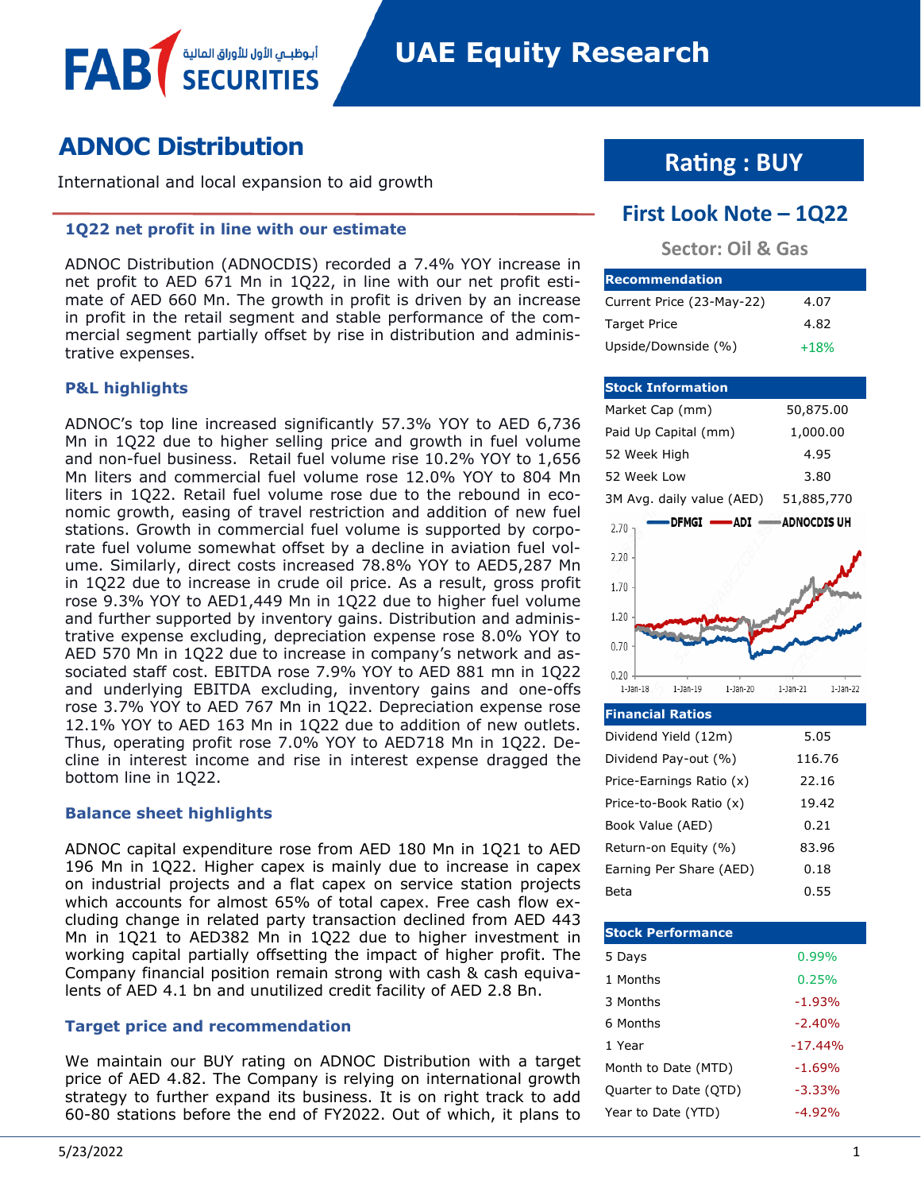# ADNOC Distribution

International and local expansion to aid growth

## 1Q22 net profit in line with our estimate

ADNOC Distribution (ADNOCDIS) recorded a 7.4% YOY increase in net profit to AED 671 Mn in 1Q22, in line with our net profit estimate of AED 660 Mn. The growth in profit is driven by an increase in profit in the retail segment and stable performance of the commercial segment partially offset by rise in distribution and administrative expenses.

## P&L highlights

ADNOC's top line increased significantly 57.3% YOY to AED 6,736 Mn in 1Q22 due to higher selling price and growth in fuel volume and non-fuel business. Retail fuel volume rise 10.2% YOY to 1,656 Mn liters and commercial fuel volume rose 12.0% YOY to 804 Mn liters in 1Q22. Retail fuel volume rose due to the rebound in economic growth, easing of travel restriction and addition of new fuel stations. Growth in commercial fuel volume is supported by corporate fuel volume somewhat offset by a decline in aviation fuel volume. Similarly, direct costs increased 78.8% YOY to AED5,287 Mn in 1Q22 due to increase in crude oil price. As a result, gross profit rose 9.3% YOY to AED1,449 Mn in 1Q22 due to higher fuel volume and further supported by inventory gains. Distribution and administrative expense excluding, depreciation expense rose 8.0% YOY to AED 570 Mn in 1Q22 due to increase in company's network and associated staff cost. EBITDA rose 7.9% YOY to AED 881 mn in 1Q22 and underlying EBITDA excluding, inventory gains and one-offs rose 3.7% YOY to AED 767 Mn in 1Q22. Depreciation expense rose 12.1% YOY to AED 163 Mn in 1Q22 due to addition of new outlets. Thus, operating profit rose 7.0% YOY to AED718 Mn in 1Q22. Decline in interest income and rise in interest expense dragged the bottom line in 1Q22.

## Balance sheet highlights

ADNOC capital expenditure rose from AED 180 Mn in 1Q21 to AED 196 Mn in 1Q22. Higher capex is mainly due to increase in capex on industrial projects and a flat capex on service station projects which accounts for almost 65% of total capex. Free cash flow excluding change in related party transaction declined from AED 443 Mn in 1Q21 to AED382 Mn in 1Q22 due to higher investment in working capital partially offsetting the impact of higher profit. The Company financial position remain strong with cash & cash equivalents of AED 4.1 bn and unutilized credit facility of AED 2.8 Bn.

## Target price and recommendation

We maintain our BUY rating on ADNOC Distribution with a target price of AED 4.82. The Company is relying on international growth strategy to further expand its business. It is on right track to add 60-80 stations before the end of FY2022. Out of which, it plans to

**Rating : BUY**

**First Look Note – 1Q22**

**Sector: Oil & Gas**

| Recommendation | |
|---|---|
| Current Price (23-May-22) | 4.07 |
| Target Price | 4.82 |
| Upside/Downside (%) | +18% |

| Stock Information | |
|---|---|
| Market Cap (mm) | 50,875.00 |
| Paid Up Capital (mm) | 1,000.00 |
| 52 Week High | 4.95 |
| 52 Week Low | 3.80 |
| 3M Avg. daily value (AED) | 51,885,770 |

| Financial Ratios | |
|---|---|
| Dividend Yield (12m) | 5.05 |
| Dividend Pay-out (%) | 116.76 |
| Price-Earnings Ratio (x) | 22.16 |
| Price-to-Book Ratio (x) | 19.42 |
| Book Value (AED) | 0.21 |
| Return-on Equity (%) | 83.96 |
| Earning Per Share (AED) | 0.18 |
| Beta | 0.55 |

| Stock Performance | |
|---|---|
| 5 Days | 0.99% |
| 1 Months | 0.25% |
| 3 Months | -1.93% |
| 6 Months | -2.40% |
| 1 Year | -17.44% |
| Month to Date (MTD) | -1.69% |
| Quarter to Date (QTD) | -3.33% |
| Year to Date (YTD) | -4.92% |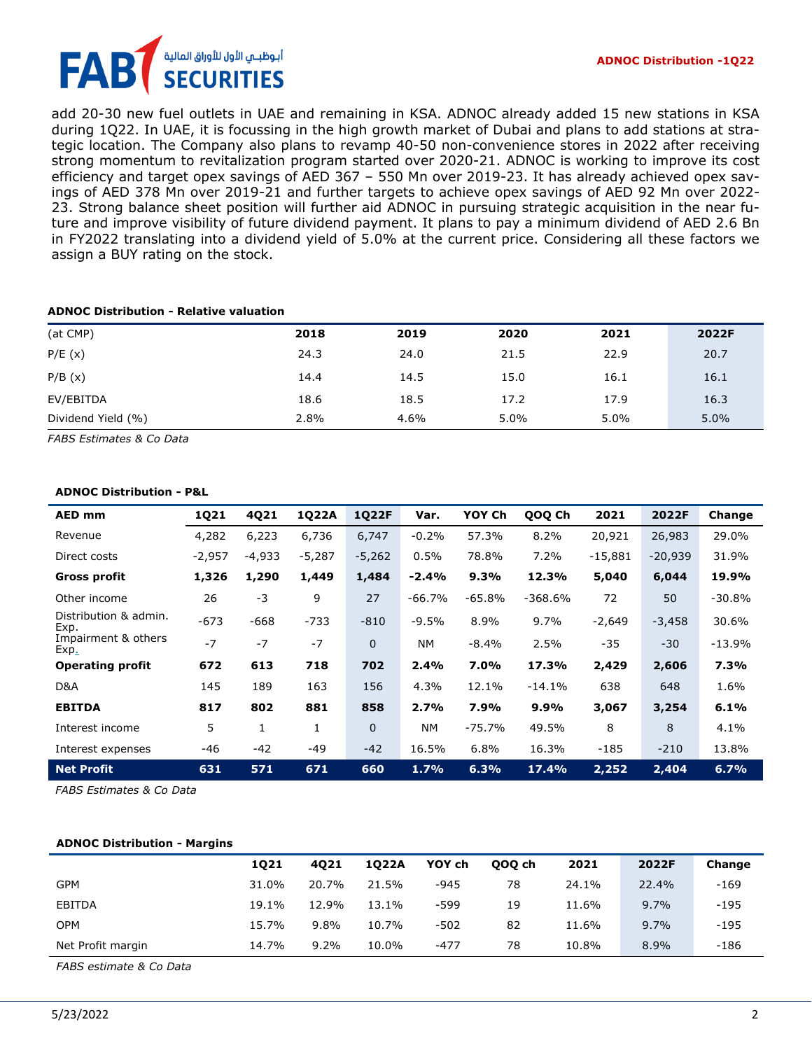add 20-30 new fuel outlets in UAE and remaining in KSA. ADNOC already added 15 new stations in KSA during 1Q22. In UAE, it is focussing in the high growth market of Dubai and plans to add stations at strategic location. The Company also plans to revamp 40-50 non-convenience stores in 2022 after receiving strong momentum to revitalization program started over 2020-21. ADNOC is working to improve its cost efficiency and target opex savings of AED 367 – 550 Mn over 2019-23. It has already achieved opex savings of AED 378 Mn over 2019-21 and further targets to achieve opex savings of AED 92 Mn over 2022-23. Strong balance sheet position will further aid ADNOC in pursuing strategic acquisition in the near future and improve visibility of future dividend payment. It plans to pay a minimum dividend of AED 2.6 Bn in FY2022 translating into a dividend yield of 5.0% at the current price. Considering all these factors we assign a BUY rating on the stock.

**ADNOC Distribution - Relative valuation**

| (at CMP) | 2018 | 2019 | 2020 | 2021 | 2022F |
|---|---|---|---|---|---|
| P/E (x) | 24.3 | 24.0 | 21.5 | 22.9 | 20.7 |
| P/B (x) | 14.4 | 14.5 | 15.0 | 16.1 | 16.1 |
| EV/EBITDA | 18.6 | 18.5 | 17.2 | 17.9 | 16.3 |
| Dividend Yield (%) | 2.8% | 4.6% | 5.0% | 5.0% | 5.0% |

*FABS Estimates & Co Data*

**ADNOC Distribution - P&L**

| AED mm | 1Q21 | 4Q21 | 1Q22A | 1Q22F | Var. | YOY Ch | QOQ Ch | 2021 | 2022F | Change |
|---|---|---|---|---|---|---|---|---|---|---|
| Revenue | 4,282 | 6,223 | 6,736 | 6,747 | -0.2% | 57.3% | 8.2% | 20,921 | 26,983 | 29.0% |
| Direct costs | -2,957 | -4,933 | -5,287 | -5,262 | 0.5% | 78.8% | 7.2% | -15,881 | -20,939 | 31.9% |
| **Gross profit** | **1,326** | **1,290** | **1,449** | **1,484** | **-2.4%** | **9.3%** | **12.3%** | **5,040** | **6,044** | **19.9%** |
| Other income | 26 | -3 | 9 | 27 | -66.7% | -65.8% | -368.6% | 72 | 50 | -30.8% |
| Distribution & admin. Exp. | -673 | -668 | -733 | -810 | -9.5% | 8.9% | 9.7% | -2,649 | -3,458 | 30.6% |
| Impairment & others Exp. | -7 | -7 | -7 | 0 | NM | -8.4% | 2.5% | -35 | -30 | -13.9% |
| **Operating profit** | **672** | **613** | **718** | **702** | **2.4%** | **7.0%** | **17.3%** | **2,429** | **2,606** | **7.3%** |
| D&A | 145 | 189 | 163 | 156 | 4.3% | 12.1% | -14.1% | 638 | 648 | 1.6% |
| **EBITDA** | **817** | **802** | **881** | **858** | **2.7%** | **7.9%** | **9.9%** | **3,067** | **3,254** | **6.1%** |
| Interest income | 5 | 1 | 1 | 0 | NM | -75.7% | 49.5% | 8 | 8 | 4.1% |
| Interest expenses | -46 | -42 | -49 | -42 | 16.5% | 6.8% | 16.3% | -185 | -210 | 13.8% |
| **Net Profit** | **631** | **571** | **671** | **660** | **1.7%** | **6.3%** | **17.4%** | **2,252** | **2,404** | **6.7%** |

*FABS Estimates & Co Data*

**ADNOC Distribution - Margins**

| | 1Q21 | 4Q21 | 1Q22A | YOY ch | QOQ ch | 2021 | 2022F | Change |
|---|---|---|---|---|---|---|---|---|
| GPM | 31.0% | 20.7% | 21.5% | -945 | 78 | 24.1% | 22.4% | -169 |
| EBITDA | 19.1% | 12.9% | 13.1% | -599 | 19 | 11.6% | 9.7% | -195 |
| OPM | 15.7% | 9.8% | 10.7% | -502 | 82 | 11.6% | 9.7% | -195 |
| Net Profit margin | 14.7% | 9.2% | 10.0% | -477 | 78 | 10.8% | 8.9% | -186 |

*FABS estimate & Co Data*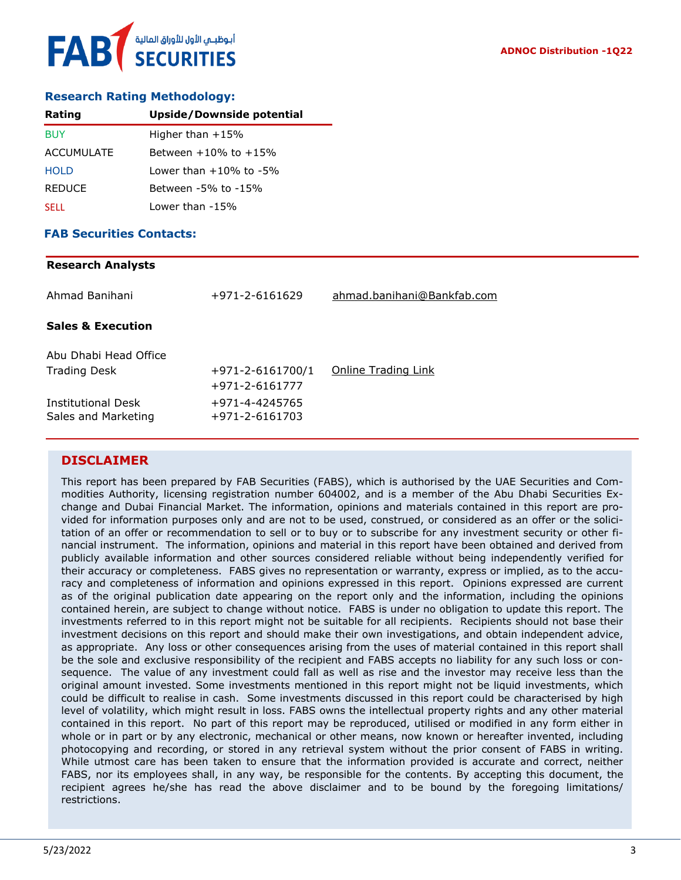## Research Rating Methodology:

| Rating | Upside/Downside potential |
|---|---|
| BUY | Higher than +15% |
| ACCUMULATE | Between +10% to +15% |
| HOLD | Lower than +10% to -5% |
| REDUCE | Between -5% to -15% |
| SELL | Lower than -15% |

## FAB Securities Contacts:

**Research Analysts**

| | | |
|---|---|---|
| Ahmad Banihani | +971-2-6161629 | ahmad.banihani@Bankfab.com |

**Sales & Execution**

| | | |
|---|---|---|
| Abu Dhabi Head Office | | |
| Trading Desk | +971-2-6161700/1<br>+971-2-6161777 | Online Trading Link |
| Institutional Desk | +971-4-4245765 | |
| Sales and Marketing | +971-2-6161703 | |

## DISCLAIMER

This report has been prepared by FAB Securities (FABS), which is authorised by the UAE Securities and Commodities Authority, licensing registration number 604002, and is a member of the Abu Dhabi Securities Exchange and Dubai Financial Market. The information, opinions and materials contained in this report are provided for information purposes only and are not to be used, construed, or considered as an offer or the solicitation of an offer or recommendation to sell or to buy or to subscribe for any investment security or other financial instrument. The information, opinions and material in this report have been obtained and derived from publicly available information and other sources considered reliable without being independently verified for their accuracy or completeness. FABS gives no representation or warranty, express or implied, as to the accuracy and completeness of information and opinions expressed in this report. Opinions expressed are current as of the original publication date appearing on the report only and the information, including the opinions contained herein, are subject to change without notice. FABS is under no obligation to update this report. The investments referred to in this report might not be suitable for all recipients. Recipients should not base their investment decisions on this report and should make their own investigations, and obtain independent advice, as appropriate. Any loss or other consequences arising from the uses of material contained in this report shall be the sole and exclusive responsibility of the recipient and FABS accepts no liability for any such loss or consequence. The value of any investment could fall as well as rise and the investor may receive less than the original amount invested. Some investments mentioned in this report might not be liquid investments, which could be difficult to realise in cash. Some investments discussed in this report could be characterised by high level of volatility, which might result in loss. FABS owns the intellectual property rights and any other material contained in this report. No part of this report may be reproduced, utilised or modified in any form either in whole or in part or by any electronic, mechanical or other means, now known or hereafter invented, including photocopying and recording, or stored in any retrieval system without the prior consent of FABS in writing. While utmost care has been taken to ensure that the information provided is accurate and correct, neither FABS, nor its employees shall, in any way, be responsible for the contents. By accepting this document, the recipient agrees he/she has read the above disclaimer and to be bound by the foregoing limitations/ restrictions.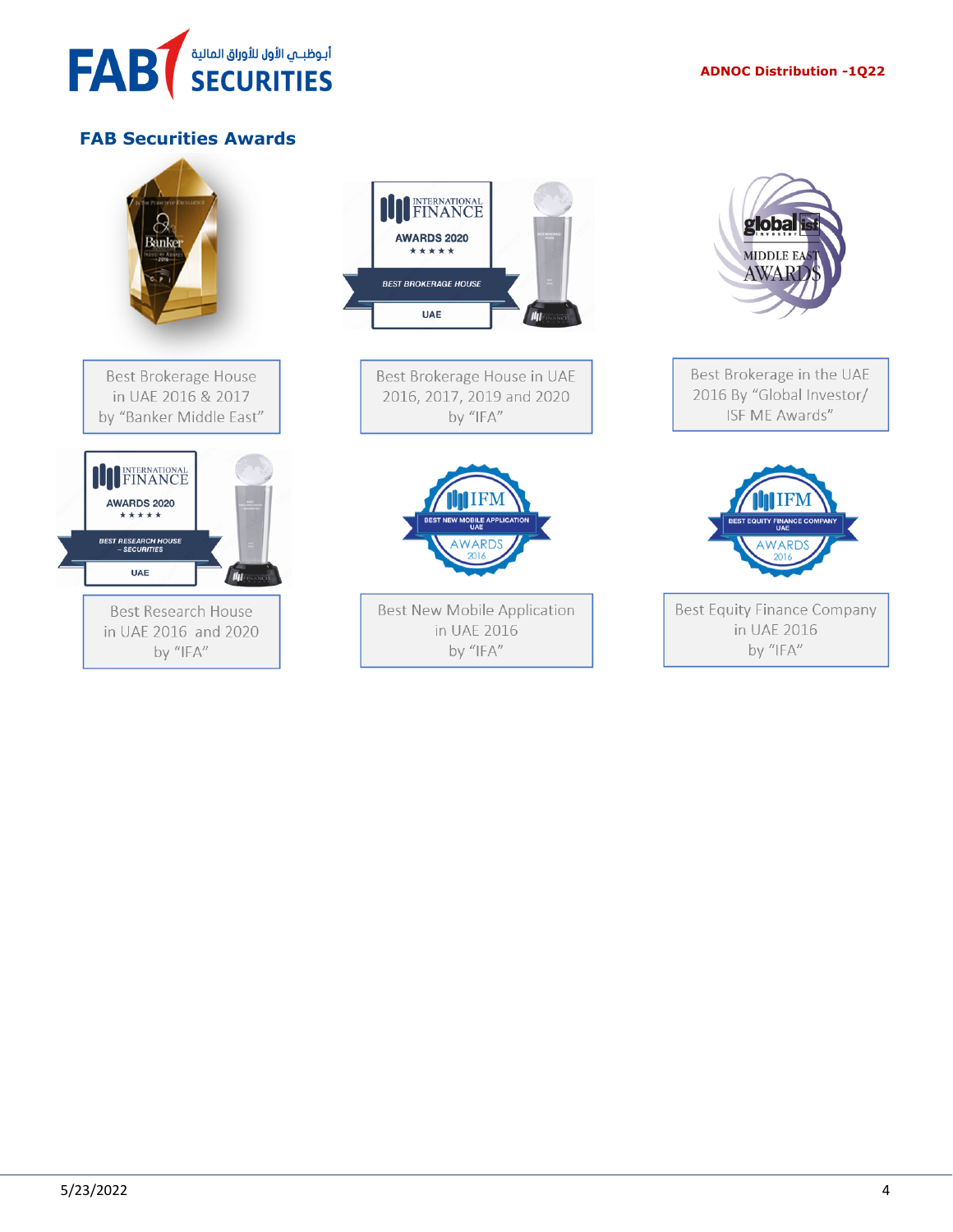## FAB Securities Awards

Best Brokerage House in UAE 2016 & 2017 by "Banker Middle East"

Best Brokerage House in UAE 2016, 2017, 2019 and 2020 by "IFA"

Best Brokerage in the UAE 2016 By "Global Investor/ ISF ME Awards"

Best Research House in UAE 2016 and 2020 by "IFA"

Best New Mobile Application in UAE 2016 by "IFA"

Best Equity Finance Company in UAE 2016 by "IFA"